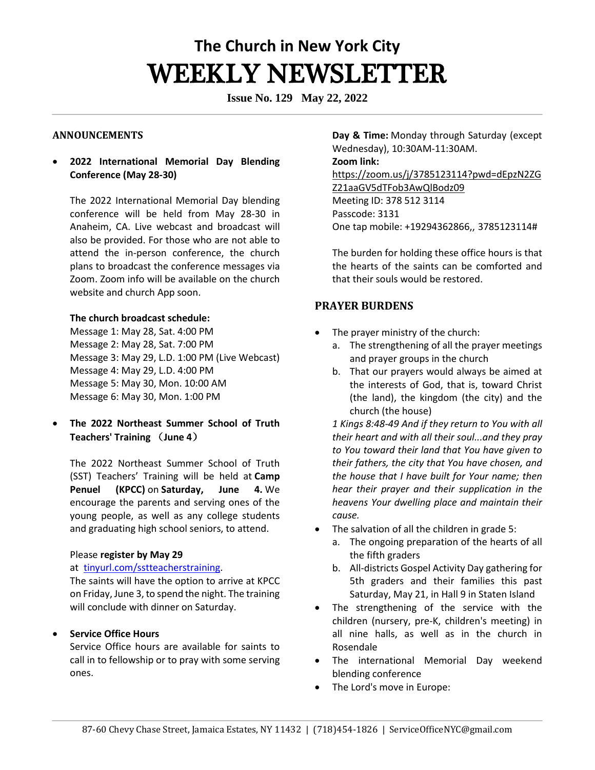# The Church in New York City

# WEEKLY NEWSLETTER

**Issue No. 129 May 22, 2022**

## ANNOUNCEMENTS

- **2022 International Memorial Day Blending Conference (May 28-30)**

  The 2022 International Memorial Day blending conference will be held from May 28-30 in Anaheim, CA. Live webcast and broadcast will also be provided. For those who are not able to attend the in-person conference, the church plans to broadcast the conference messages via Zoom. Zoom info will be available on the church website and church App soon.

  **The church broadcast schedule:**
  Message 1: May 28, Sat. 4:00 PM
  Message 2: May 28, Sat. 7:00 PM
  Message 3: May 29, L.D. 1:00 PM (Live Webcast)
  Message 4: May 29, L.D. 4:00 PM
  Message 5: May 30, Mon. 10:00 AM
  Message 6: May 30, Mon. 1:00 PM

- **The 2022 Northeast Summer School of Truth Teachers' Training （June 4）**

  The 2022 Northeast Summer School of Truth (SST) Teachers' Training will be held at **Camp Penuel (KPCC)** on **Saturday, June 4.** We encourage the parents and serving ones of the young people, as well as any college students and graduating high school seniors, to attend.

  Please **register by May 29**
  at tinyurl.com/sstteacherstraining.
  The saints will have the option to arrive at KPCC on Friday, June 3, to spend the night. The training will conclude with dinner on Saturday.

- **Service Office Hours**
  Service Office hours are available for saints to call in to fellowship or to pray with some serving ones.

  **Day & Time:** Monday through Saturday (except Wednesday), 10:30AM-11:30AM.
  **Zoom link:**
  https://zoom.us/j/3785123114?pwd=dEpzN2ZGZ21aaGV5dTFob3AwQlBodz09
  Meeting ID: 378 512 3114
  Passcode: 3131
  One tap mobile: +19294362866,, 3785123114#

  The burden for holding these office hours is that the hearts of the saints can be comforted and that their souls would be restored.

## PRAYER BURDENS

- The prayer ministry of the church:
  a. The strengthening of all the prayer meetings and prayer groups in the church
  b. That our prayers would always be aimed at the interests of God, that is, toward Christ (the land), the kingdom (the city) and the church (the house)

  *1 Kings 8:48-49 And if they return to You with all their heart and with all their soul...and they pray to You toward their land that You have given to their fathers, the city that You have chosen, and the house that I have built for Your name; then hear their prayer and their supplication in the heavens Your dwelling place and maintain their cause.*
- The salvation of all the children in grade 5:
  a. The ongoing preparation of the hearts of all the fifth graders
  b. All-districts Gospel Activity Day gathering for 5th graders and their families this past Saturday, May 21, in Hall 9 in Staten Island
- The strengthening of the service with the children (nursery, pre-K, children's meeting) in all nine halls, as well as in the church in Rosendale
- The international Memorial Day weekend blending conference
- The Lord's move in Europe: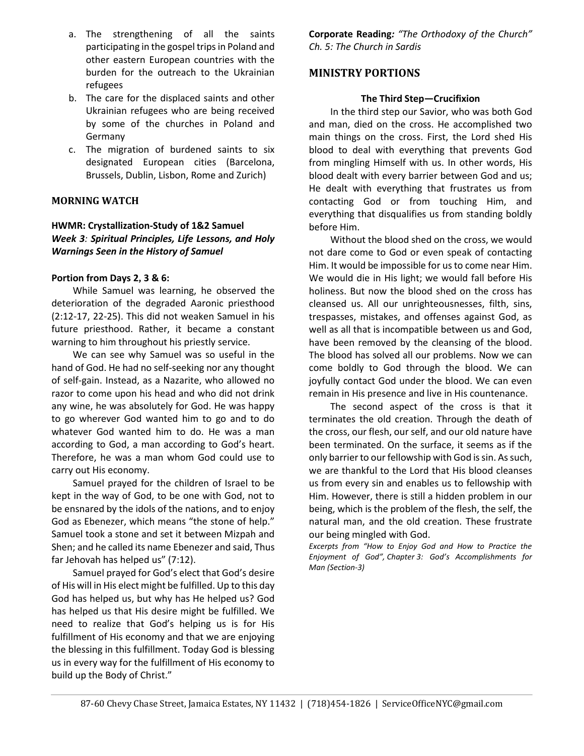a. The strengthening of all the saints participating in the gospel trips in Poland and other eastern European countries with the burden for the outreach to the Ukrainian refugees
b. The care for the displaced saints and other Ukrainian refugees who are being received by some of the churches in Poland and Germany
c. The migration of burdened saints to six designated European cities (Barcelona, Brussels, Dublin, Lisbon, Rome and Zurich)

## MORNING WATCH

**HWMR: Crystallization-Study of 1&2 Samuel**
***Week 3: Spiritual Principles, Life Lessons, and Holy Warnings Seen in the History of Samuel***

**Portion from Days 2, 3 & 6:**

While Samuel was learning, he observed the deterioration of the degraded Aaronic priesthood (2:12-17, 22-25). This did not weaken Samuel in his future priesthood. Rather, it became a constant warning to him throughout his priestly service.

We can see why Samuel was so useful in the hand of God. He had no self-seeking nor any thought of self-gain. Instead, as a Nazarite, who allowed no razor to come upon his head and who did not drink any wine, he was absolutely for God. He was happy to go wherever God wanted him to go and to do whatever God wanted him to do. He was a man according to God, a man according to God's heart. Therefore, he was a man whom God could use to carry out His economy.

Samuel prayed for the children of Israel to be kept in the way of God, to be one with God, not to be ensnared by the idols of the nations, and to enjoy God as Ebenezer, which means "the stone of help." Samuel took a stone and set it between Mizpah and Shen; and he called its name Ebenezer and said, Thus far Jehovah has helped us" (7:12).

Samuel prayed for God's elect that God's desire of His will in His elect might be fulfilled. Up to this day God has helped us, but why has He helped us? God has helped us that His desire might be fulfilled. We need to realize that God's helping us is for His fulfillment of His economy and that we are enjoying the blessing in this fulfillment. Today God is blessing us in every way for the fulfillment of His economy to build up the Body of Christ."

**Corporate Reading***: "The Orthodoxy of the Church" Ch. 5: The Church in Sardis*

## MINISTRY PORTIONS

**The Third Step—Crucifixion**

In the third step our Savior, who was both God and man, died on the cross. He accomplished two main things on the cross. First, the Lord shed His blood to deal with everything that prevents God from mingling Himself with us. In other words, His blood dealt with every barrier between God and us; He dealt with everything that frustrates us from contacting God or from touching Him, and everything that disqualifies us from standing boldly before Him.

Without the blood shed on the cross, we would not dare come to God or even speak of contacting Him. It would be impossible for us to come near Him. We would die in His light; we would fall before His holiness. But now the blood shed on the cross has cleansed us. All our unrighteousnesses, filth, sins, trespasses, mistakes, and offenses against God, as well as all that is incompatible between us and God, have been removed by the cleansing of the blood. The blood has solved all our problems. Now we can come boldly to God through the blood. We can joyfully contact God under the blood. We can even remain in His presence and live in His countenance.

The second aspect of the cross is that it terminates the old creation. Through the death of the cross, our flesh, our self, and our old nature have been terminated. On the surface, it seems as if the only barrier to our fellowship with God is sin. As such, we are thankful to the Lord that His blood cleanses us from every sin and enables us to fellowship with Him. However, there is still a hidden problem in our being, which is the problem of the flesh, the self, the natural man, and the old creation. These frustrate our being mingled with God.

*Excerpts from "How to Enjoy God and How to Practice the Enjoyment of God", Chapter 3: God's Accomplishments for Man (Section-3)*